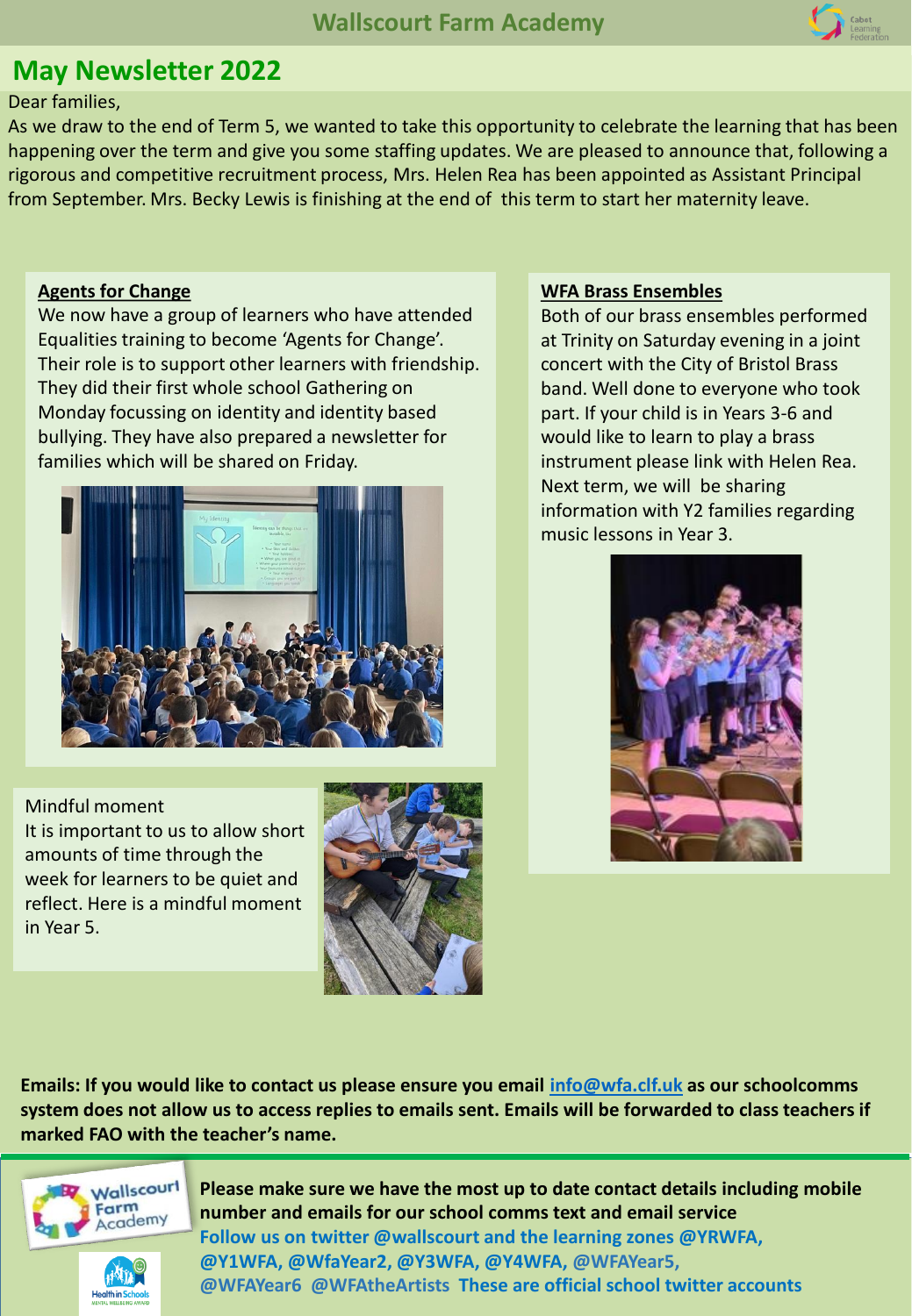# Wallscourt Farm Academy

## May Newsletter 2022

Dear families,

As we draw to the end of Term 5, we wanted to take this opportunity to celebrate the learning that has been happening over the term and give you some staffing updates. We are pleased to announce that, following a rigorous and competitive recruitment process, Mrs. Helen Rea has been appointed as Assistant Principal from September. Mrs. Becky Lewis is finishing at the end of this term to start her maternity leave.

### Agents for Change

We now have a group of learners who have attended Equalities training to become 'Agents for Change'. Their role is to support other learners with friendship. They did their first whole school Gathering on Monday focussing on identity and identity based bullying. They have also prepared a newsletter for families which will be shared on Friday.

### Mindful moment

It is important to us to allow short amounts of time through the week for learners to be quiet and reflect. Here is a mindful moment in Year 5.

### WFA Brass Ensembles

Both of our brass ensembles performed at Trinity on Saturday evening in a joint concert with the City of Bristol Brass band. Well done to everyone who took part. If your child is in Years 3-6 and would like to learn to play a brass instrument please link with Helen Rea. Next term, we will be sharing information with Y2 families regarding music lessons in Year 3.

**Emails: If you would like to contact us please ensure you email [info@wfa.clf.uk](mailto:info@wfa.clf.uk) as our schoolcomms system does not allow us to access replies to emails sent. Emails will be forwarded to class teachers if marked FAO with the teacher's name.**

**Please make sure we have the most up to date contact details including mobile number and emails for our school comms text and email service**

**Follow us on twitter @wallscourt and the learning zones @YRWFA, @Y1WFA, @WfaYear2, @Y3WFA, @Y4WFA, @WFAYear5, @WFAYear6 @WFAtheArtists These are official school twitter accounts**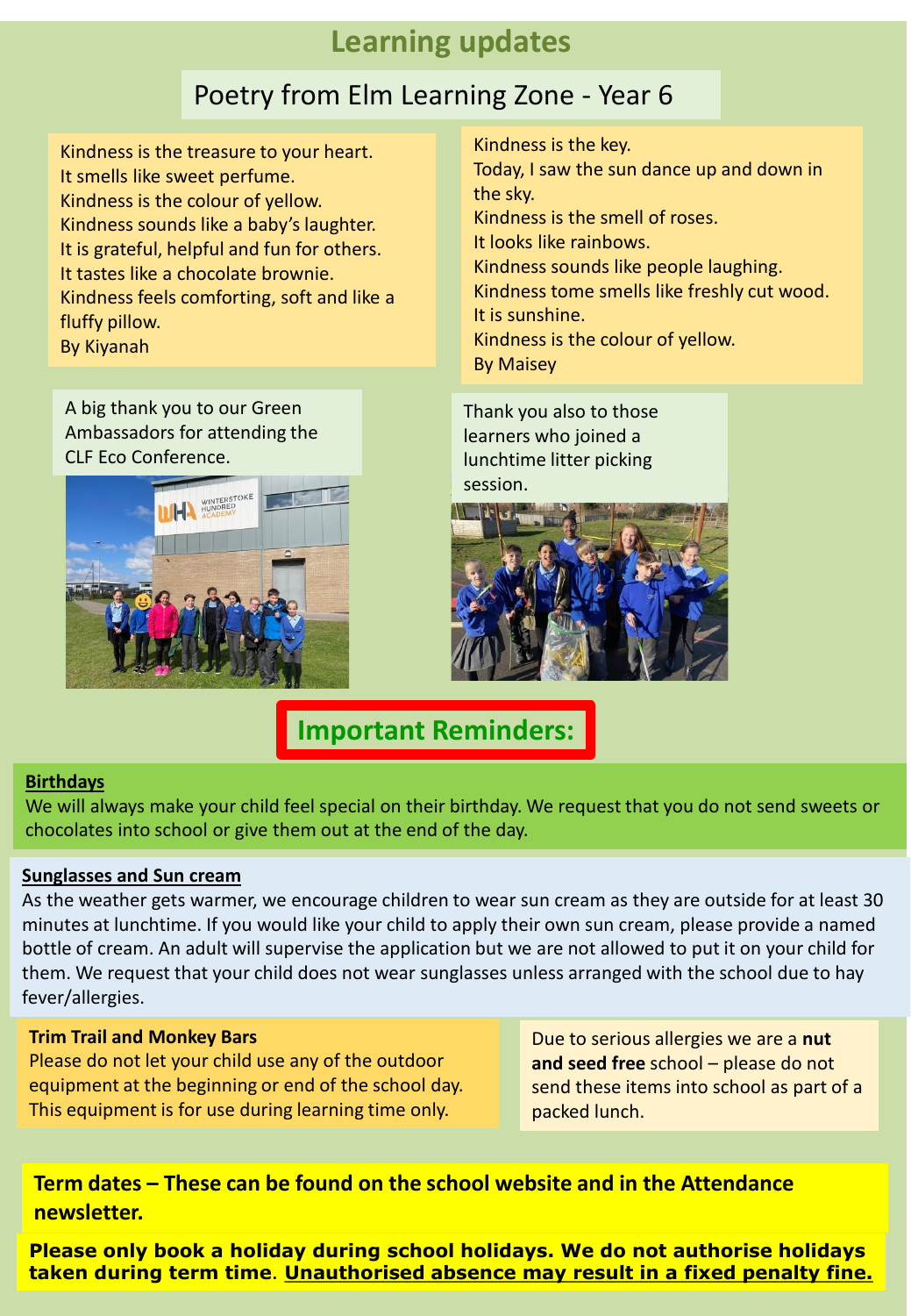# Learning updates

## Poetry from Elm Learning Zone - Year 6

Kindness is the treasure to your heart.
It smells like sweet perfume.
Kindness is the colour of yellow.
Kindness sounds like a baby's laughter.
It is grateful, helpful and fun for others.
It tastes like a chocolate brownie.
Kindness feels comforting, soft and like a fluffy pillow.
By Kiyanah

Kindness is the key.
Today, I saw the sun dance up and down in the sky.
Kindness is the smell of roses.
It looks like rainbows.
Kindness sounds like people laughing.
Kindness tome smells like freshly cut wood.
It is sunshine.
Kindness is the colour of yellow.
By Maisey

A big thank you to our Green Ambassadors for attending the CLF Eco Conference.

Thank you also to those learners who joined a lunchtime litter picking session.

## Important Reminders:

**Birthdays**
We will always make your child feel special on their birthday. We request that you do not send sweets or chocolates into school or give them out at the end of the day.

**Sunglasses and Sun cream**
As the weather gets warmer, we encourage children to wear sun cream as they are outside for at least 30 minutes at lunchtime. If you would like your child to apply their own sun cream, please provide a named bottle of cream. An adult will supervise the application but we are not allowed to put it on your child for them. We request that your child does not wear sunglasses unless arranged with the school due to hay fever/allergies.

**Trim Trail and Monkey Bars**
Please do not let your child use any of the outdoor equipment at the beginning or end of the school day. This equipment is for use during learning time only.

Due to serious allergies we are a **nut and seed free** school – please do not send these items into school as part of a packed lunch.

**Term dates – These can be found on the school website and in the Attendance newsletter.**

**Please only book a holiday during school holidays. We do not authorise holidays taken during term time. Unauthorised absence may result in a fixed penalty fine.**